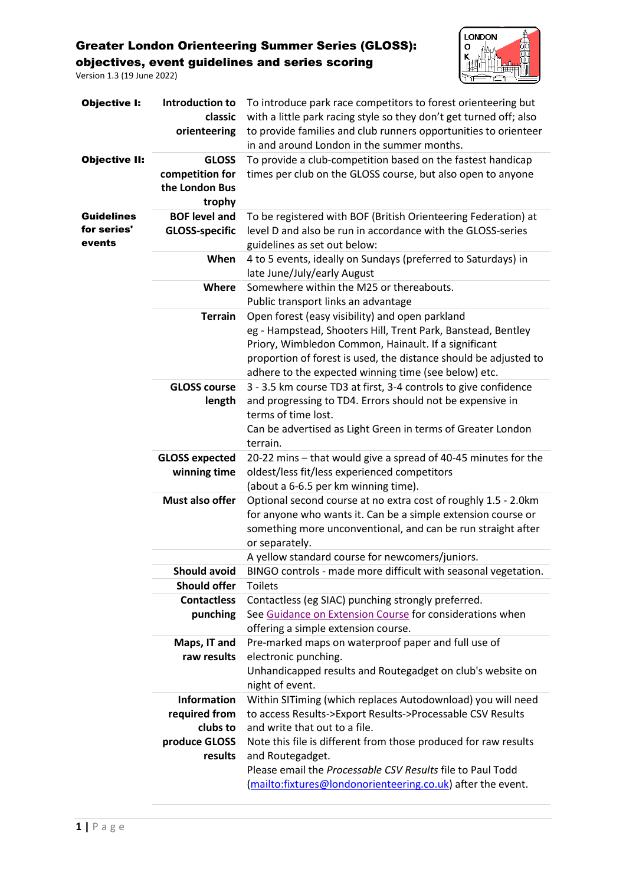# Greater London Orienteering Summer Series (GLOSS): objectives, event guidelines and series scoring

Version 1.3 (19 June 2022)

| | | |
|---|---|---|
| **Objective I:** | **Introduction to classic orienteering** | To introduce park race competitors to forest orienteering but with a little park racing style so they don't get turned off; also to provide families and club runners opportunities to orienteer in and around London in the summer months. |
| **Objective II:** | **GLOSS competition for the London Bus trophy** | To provide a club-competition based on the fastest handicap times per club on the GLOSS course, but also open to anyone |
| **Guidelines for series' events** | **BOF level and GLOSS-specific** | To be registered with BOF (British Orienteering Federation) at level D and also be run in accordance with the GLOSS-series guidelines as set out below: |
| | **When** | 4 to 5 events, ideally on Sundays (preferred to Saturdays) in late June/July/early August |
| | **Where** | Somewhere within the M25 or thereabouts.<br>Public transport links an advantage |
| | **Terrain** | Open forest (easy visibility) and open parkland<br>eg - Hampstead, Shooters Hill, Trent Park, Banstead, Bentley Priory, Wimbledon Common, Hainault. If a significant proportion of forest is used, the distance should be adjusted to adhere to the expected winning time (see below) etc. |
| | **GLOSS course length** | 3 - 3.5 km course TD3 at first, 3-4 controls to give confidence and progressing to TD4. Errors should not be expensive in terms of time lost.<br>Can be advertised as Light Green in terms of Greater London terrain. |
| | **GLOSS expected winning time** | 20-22 mins – that would give a spread of 40-45 minutes for the oldest/less fit/less experienced competitors<br>(about a 6-6.5 per km winning time). |
| | **Must also offer** | Optional second course at no extra cost of roughly 1.5 - 2.0km for anyone who wants it. Can be a simple extension course or something more unconventional, and can be run straight after or separately. |
| | | A yellow standard course for newcomers/juniors. |
| | **Should avoid** | BINGO controls - made more difficult with seasonal vegetation. |
| | **Should offer** | Toilets |
| | **Contactless punching** | Contactless (eg SIAC) punching strongly preferred.<br>See Guidance on Extension Course for considerations when offering a simple extension course. |
| | **Maps, IT and raw results** | Pre-marked maps on waterproof paper and full use of electronic punching.<br>Unhandicapped results and Routegadget on club's website on night of event. |
| | **Information required from clubs to produce GLOSS results** | Within SITiming (which replaces Autodownload) you will need to access Results->Export Results->Processable CSV Results and write that out to a file.<br>Note this file is different from those produced for raw results and Routegadget.<br>Please email the *Processable CSV Results* file to Paul Todd (mailto:fixtures@londonorienteering.co.uk) after the event. |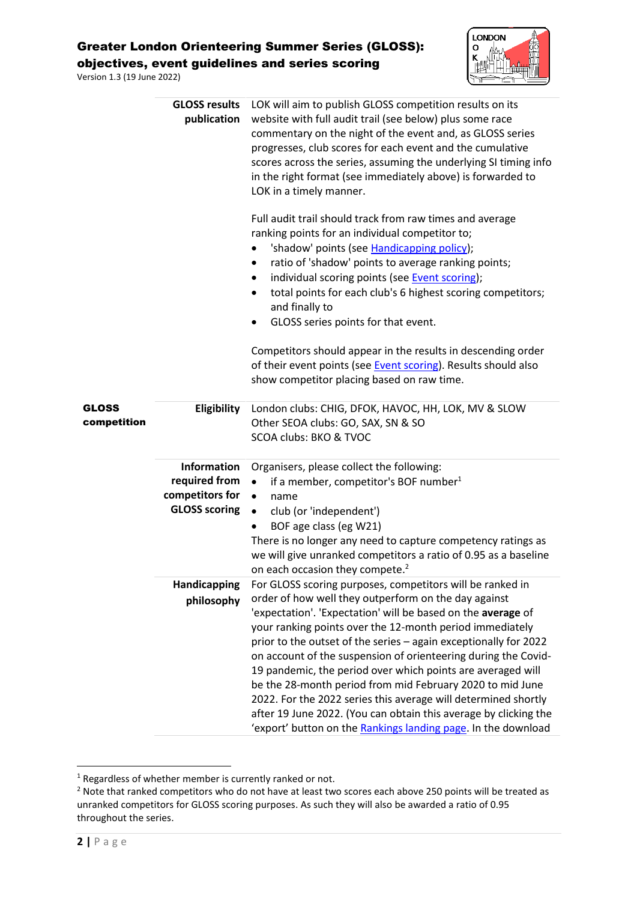| | | |
|---|---|---|
| | **GLOSS results publication** | LOK will aim to publish GLOSS competition results on its website with full audit trail (see below) plus some race commentary on the night of the event and, as GLOSS series progresses, club scores for each event and the cumulative scores across the series, assuming the underlying SI timing info in the right format (see immediately above) is forwarded to LOK in a timely manner.<br><br>Full audit trail should track from raw times and average ranking points for an individual competitor to;<br>• 'shadow' points (see [Handicapping policy]);<br>• ratio of 'shadow' points to average ranking points;<br>• individual scoring points (see [Event scoring]);<br>• total points for each club's 6 highest scoring competitors; and finally to<br>• GLOSS series points for that event.<br><br>Competitors should appear in the results in descending order of their event points (see [Event scoring]). Results should also show competitor placing based on raw time. |
| **GLOSS competition** | **Eligibility** | London clubs: CHIG, DFOK, HAVOC, HH, LOK, MV & SLOW<br>Other SEOA clubs: GO, SAX, SN & SO<br>SCOA clubs: BKO & TVOC |
| | **Information required from competitors for GLOSS scoring** | Organisers, please collect the following:<br>• if a member, competitor's BOF number[1]<br>• name<br>• club (or 'independent')<br>• BOF age class (eg W21)<br>There is no longer any need to capture competency ratings as we will give unranked competitors a ratio of 0.95 as a baseline on each occasion they compete.[2] |
| | **Handicapping philosophy** | For GLOSS scoring purposes, competitors will be ranked in order of how well they outperform on the day against 'expectation'. 'Expectation' will be based on the **average** of your ranking points over the 12-month period immediately prior to the outset of the series – again exceptionally for 2022 on account of the suspension of orienteering during the Covid-19 pandemic, the period over which points are averaged will be the 28-month period from mid February 2020 to mid June 2022. For the 2022 series this average will determined shortly after 19 June 2022. (You can obtain this average by clicking the 'export' button on the [Rankings landing page]. In the download |

[1] Regardless of whether member is currently ranked or not.

[2] Note that ranked competitors who do not have at least two scores each above 250 points will be treated as unranked competitors for GLOSS scoring purposes. As such they will also be awarded a ratio of 0.95 throughout the series.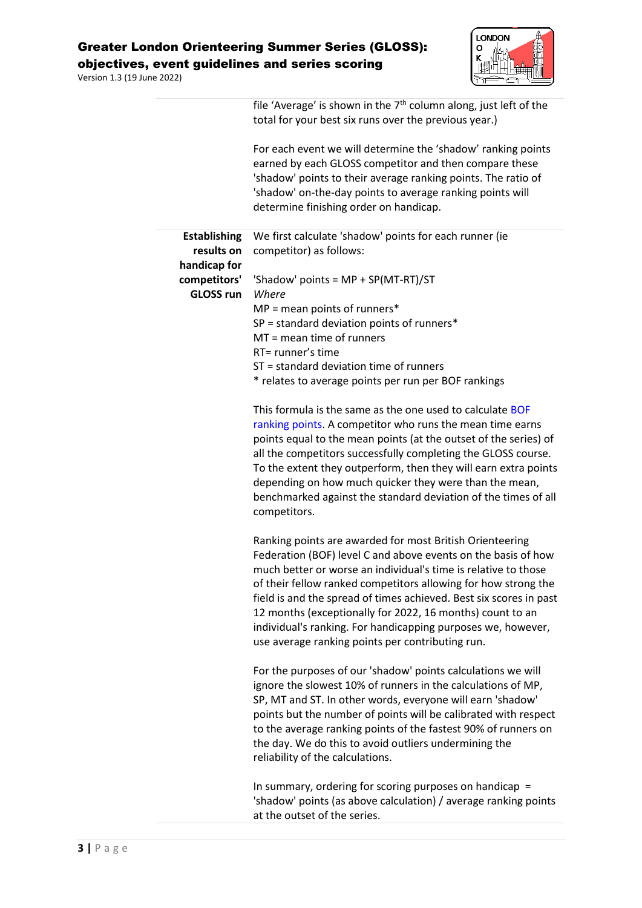file 'Average' is shown in the 7th column along, just left of the total for your best six runs over the previous year.)

For each event we will determine the 'shadow' ranking points earned by each GLOSS competitor and then compare these 'shadow' points to their average ranking points. The ratio of 'shadow' on-the-day points to average ranking points will determine finishing order on handicap.

**Establishing results on handicap for competitors' GLOSS run**

We first calculate 'shadow' points for each runner (ie competitor) as follows:

'Shadow' points = MP + SP(MT-RT)/ST
*Where*
MP = mean points of runners*
SP = standard deviation points of runners*
MT = mean time of runners
RT= runner's time
ST = standard deviation time of runners
* relates to average points per run per BOF rankings

This formula is the same as the one used to calculate BOF ranking points. A competitor who runs the mean time earns points equal to the mean points (at the outset of the series) of all the competitors successfully completing the GLOSS course. To the extent they outperform, then they will earn extra points depending on how much quicker they were than the mean, benchmarked against the standard deviation of the times of all competitors.

Ranking points are awarded for most British Orienteering Federation (BOF) level C and above events on the basis of how much better or worse an individual's time is relative to those of their fellow ranked competitors allowing for how strong the field is and the spread of times achieved. Best six scores in past 12 months (exceptionally for 2022, 16 months) count to an individual's ranking. For handicapping purposes we, however, use average ranking points per contributing run.

For the purposes of our 'shadow' points calculations we will ignore the slowest 10% of runners in the calculations of MP, SP, MT and ST. In other words, everyone will earn 'shadow' points but the number of points will be calibrated with respect to the average ranking points of the fastest 90% of runners on the day. We do this to avoid outliers undermining the reliability of the calculations.

In summary, ordering for scoring purposes on handicap = 'shadow' points (as above calculation) / average ranking points at the outset of the series.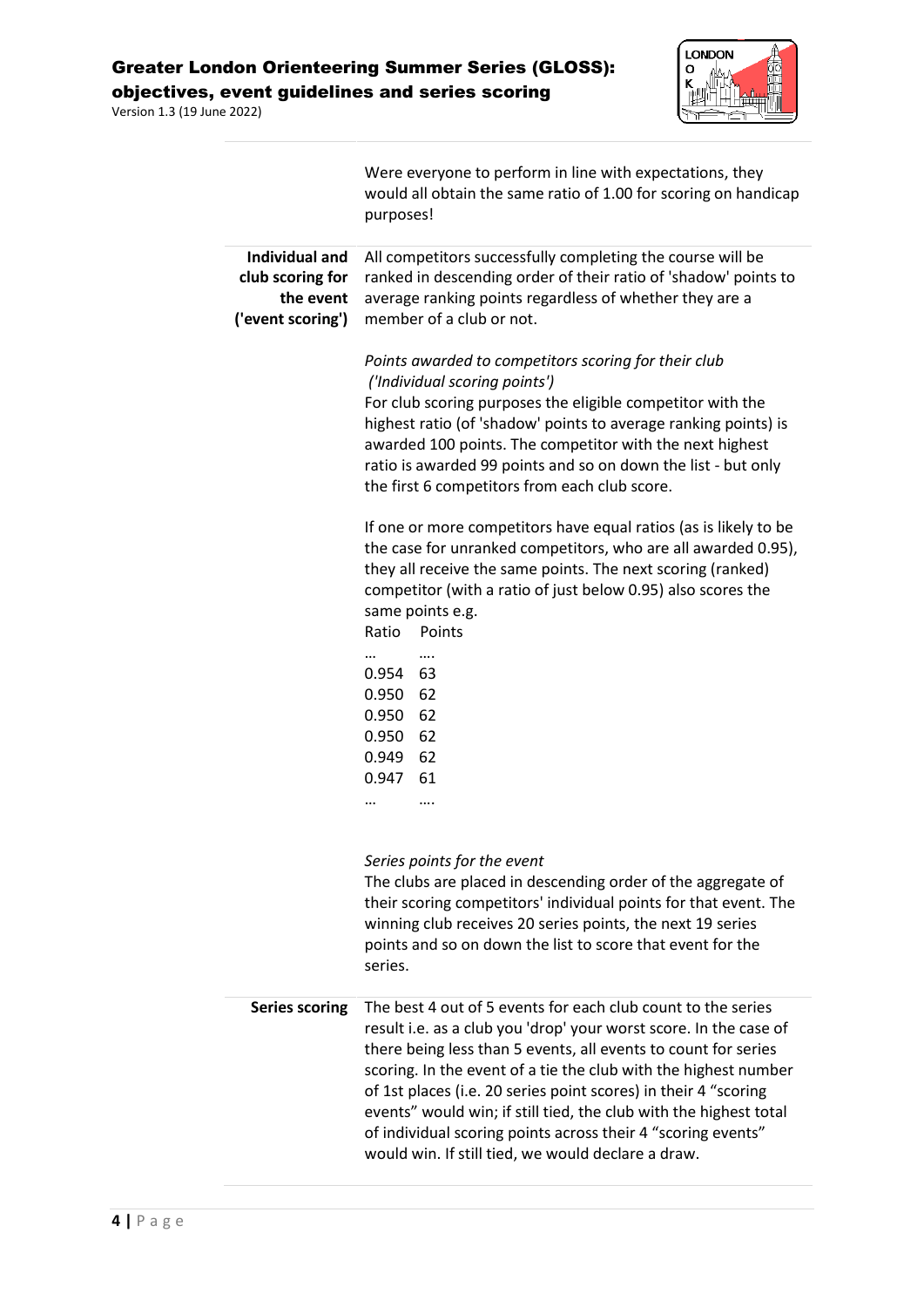Were everyone to perform in line with expectations, they would all obtain the same ratio of 1.00 for scoring on handicap purposes!

**Individual and club scoring for the event ('event scoring')**

All competitors successfully completing the course will be ranked in descending order of their ratio of 'shadow' points to average ranking points regardless of whether they are a member of a club or not.

*Points awarded to competitors scoring for their club ('Individual scoring points')*

For club scoring purposes the eligible competitor with the highest ratio (of 'shadow' points to average ranking points) is awarded 100 points. The competitor with the next highest ratio is awarded 99 points and so on down the list - but only the first 6 competitors from each club score.

If one or more competitors have equal ratios (as is likely to be the case for unranked competitors, who are all awarded 0.95), they all receive the same points. The next scoring (ranked) competitor (with a ratio of just below 0.95) also scores the same points e.g.

| Ratio | Points |
|---|---|
| … | …. |
| 0.954 | 63 |
| 0.950 | 62 |
| 0.950 | 62 |
| 0.950 | 62 |
| 0.949 | 62 |
| 0.947 | 61 |
| … | …. |

*Series points for the event*

The clubs are placed in descending order of the aggregate of their scoring competitors' individual points for that event. The winning club receives 20 series points, the next 19 series points and so on down the list to score that event for the series.

**Series scoring**

The best 4 out of 5 events for each club count to the series result i.e. as a club you 'drop' your worst score. In the case of there being less than 5 events, all events to count for series scoring. In the event of a tie the club with the highest number of 1st places (i.e. 20 series point scores) in their 4 "scoring events" would win; if still tied, the club with the highest total of individual scoring points across their 4 "scoring events" would win. If still tied, we would declare a draw.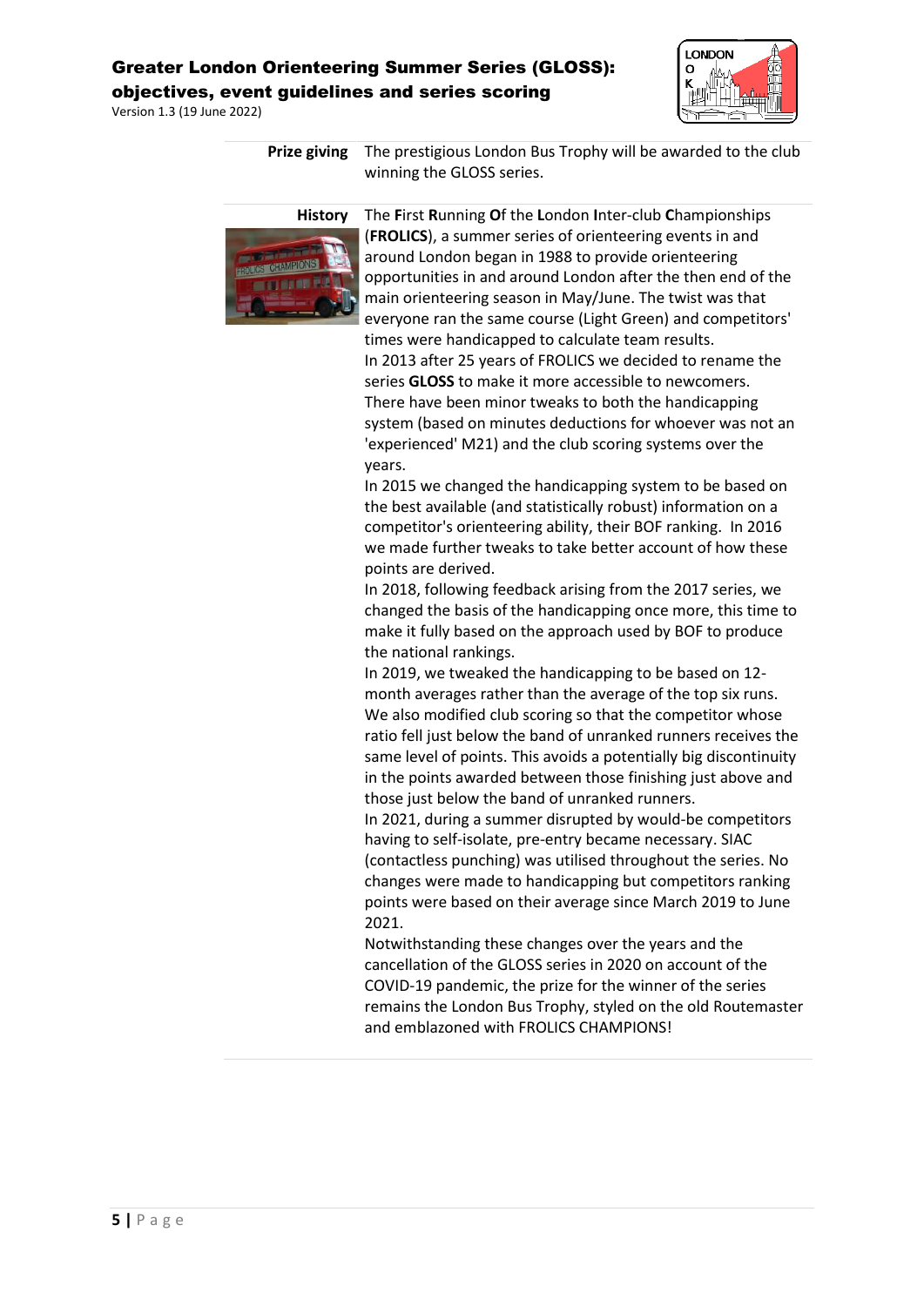**Prize giving** The prestigious London Bus Trophy will be awarded to the club winning the GLOSS series.

**History** The **F**irst **R**unning **O**f the **L**ondon **I**nter-club **C**hampionships (**FROLICS**), a summer series of orienteering events in and around London began in 1988 to provide orienteering opportunities in and around London after the then end of the main orienteering season in May/June. The twist was that everyone ran the same course (Light Green) and competitors' times were handicapped to calculate team results.

In 2013 after 25 years of FROLICS we decided to rename the series **GLOSS** to make it more accessible to newcomers.

There have been minor tweaks to both the handicapping system (based on minutes deductions for whoever was not an 'experienced' M21) and the club scoring systems over the years.

In 2015 we changed the handicapping system to be based on the best available (and statistically robust) information on a competitor's orienteering ability, their BOF ranking. In 2016 we made further tweaks to take better account of how these points are derived.

In 2018, following feedback arising from the 2017 series, we changed the basis of the handicapping once more, this time to make it fully based on the approach used by BOF to produce the national rankings.

In 2019, we tweaked the handicapping to be based on 12-month averages rather than the average of the top six runs. We also modified club scoring so that the competitor whose ratio fell just below the band of unranked runners receives the same level of points. This avoids a potentially big discontinuity in the points awarded between those finishing just above and those just below the band of unranked runners.

In 2021, during a summer disrupted by would-be competitors having to self-isolate, pre-entry became necessary. SIAC (contactless punching) was utilised throughout the series. No changes were made to handicapping but competitors ranking points were based on their average since March 2019 to June 2021.

Notwithstanding these changes over the years and the cancellation of the GLOSS series in 2020 on account of the COVID-19 pandemic, the prize for the winner of the series remains the London Bus Trophy, styled on the old Routemaster and emblazoned with FROLICS CHAMPIONS!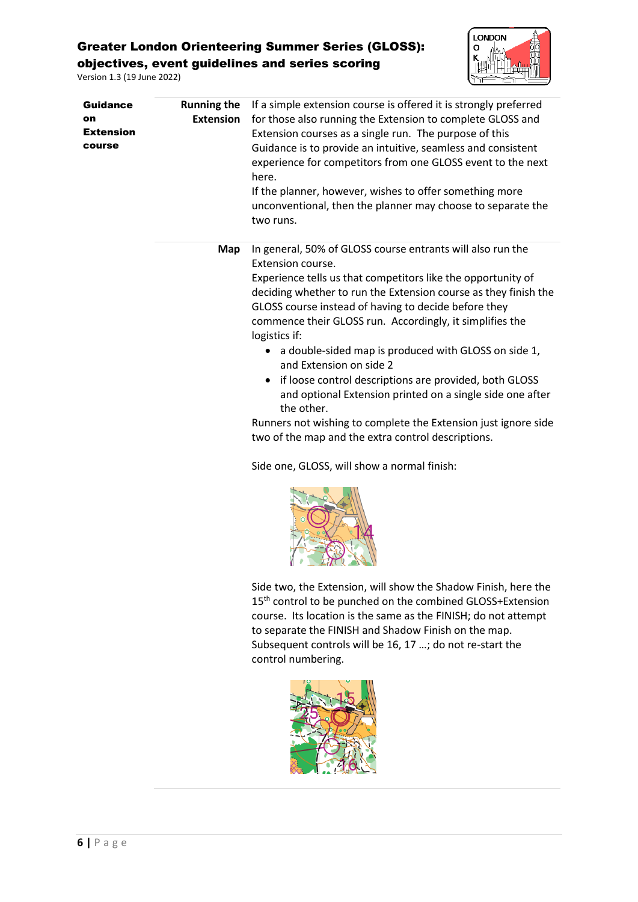**Guidance on Extension course**

**Running the Extension**

If a simple extension course is offered it is strongly preferred for those also running the Extension to complete GLOSS and Extension courses as a single run. The purpose of this Guidance is to provide an intuitive, seamless and consistent experience for competitors from one GLOSS event to the next here.

If the planner, however, wishes to offer something more unconventional, then the planner may choose to separate the two runs.

**Map**

In general, 50% of GLOSS course entrants will also run the Extension course.

Experience tells us that competitors like the opportunity of deciding whether to run the Extension course as they finish the GLOSS course instead of having to decide before they commence their GLOSS run. Accordingly, it simplifies the logistics if:

- a double-sided map is produced with GLOSS on side 1, and Extension on side 2
- if loose control descriptions are provided, both GLOSS and optional Extension printed on a single side one after the other.

Runners not wishing to complete the Extension just ignore side two of the map and the extra control descriptions.

Side one, GLOSS, will show a normal finish:

Side two, the Extension, will show the Shadow Finish, here the 15th control to be punched on the combined GLOSS+Extension course. Its location is the same as the FINISH; do not attempt to separate the FINISH and Shadow Finish on the map. Subsequent controls will be 16, 17 …; do not re-start the control numbering.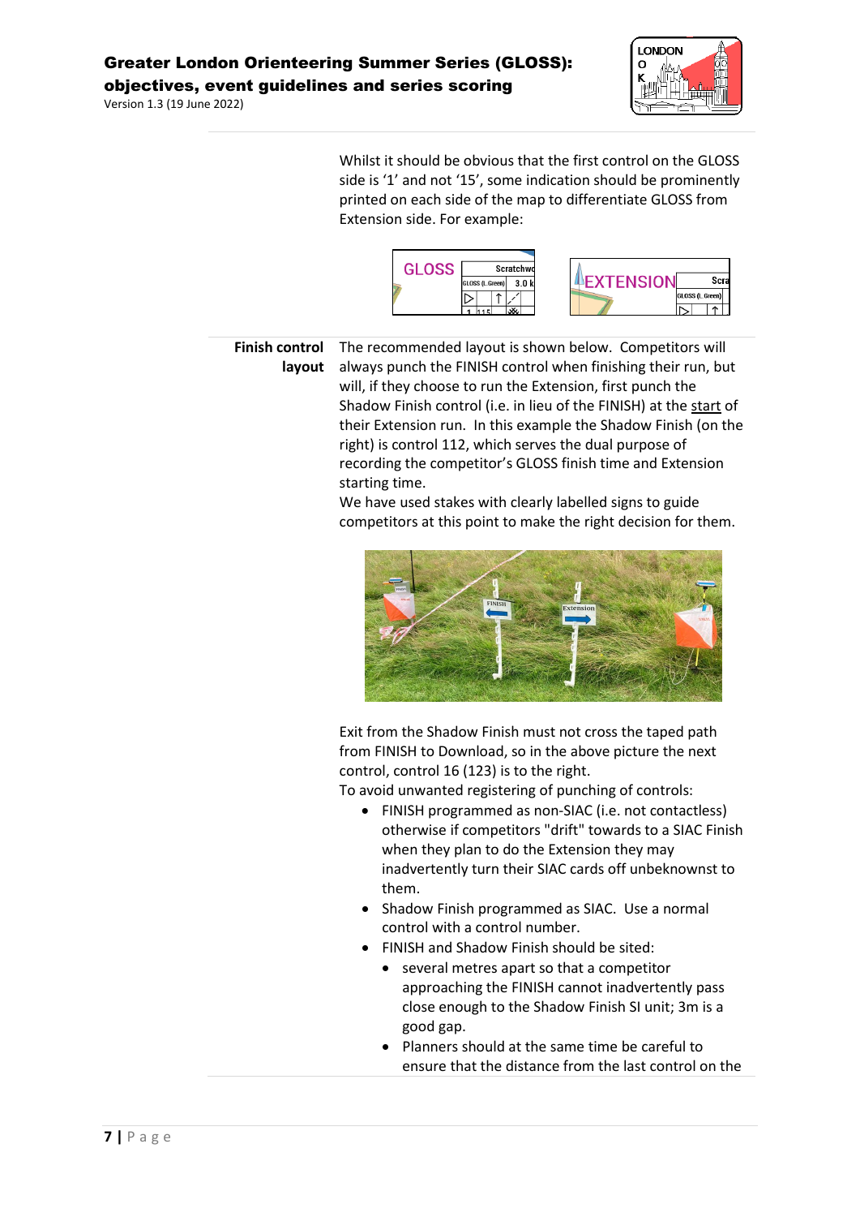Whilst it should be obvious that the first control on the GLOSS side is '1' and not '15', some indication should be prominently printed on each side of the map to differentiate GLOSS from Extension side. For example:

**Finish control layout**

The recommended layout is shown below. Competitors will always punch the FINISH control when finishing their run, but will, if they choose to run the Extension, first punch the Shadow Finish control (i.e. in lieu of the FINISH) at the start of their Extension run. In this example the Shadow Finish (on the right) is control 112, which serves the dual purpose of recording the competitor's GLOSS finish time and Extension starting time.

We have used stakes with clearly labelled signs to guide competitors at this point to make the right decision for them.

Exit from the Shadow Finish must not cross the taped path from FINISH to Download, so in the above picture the next control, control 16 (123) is to the right.

To avoid unwanted registering of punching of controls:

- FINISH programmed as non-SIAC (i.e. not contactless) otherwise if competitors "drift" towards to a SIAC Finish when they plan to do the Extension they may inadvertently turn their SIAC cards off unbeknownst to them.
- Shadow Finish programmed as SIAC. Use a normal control with a control number.
- FINISH and Shadow Finish should be sited:
  - several metres apart so that a competitor approaching the FINISH cannot inadvertently pass close enough to the Shadow Finish SI unit; 3m is a good gap.
  - Planners should at the same time be careful to ensure that the distance from the last control on the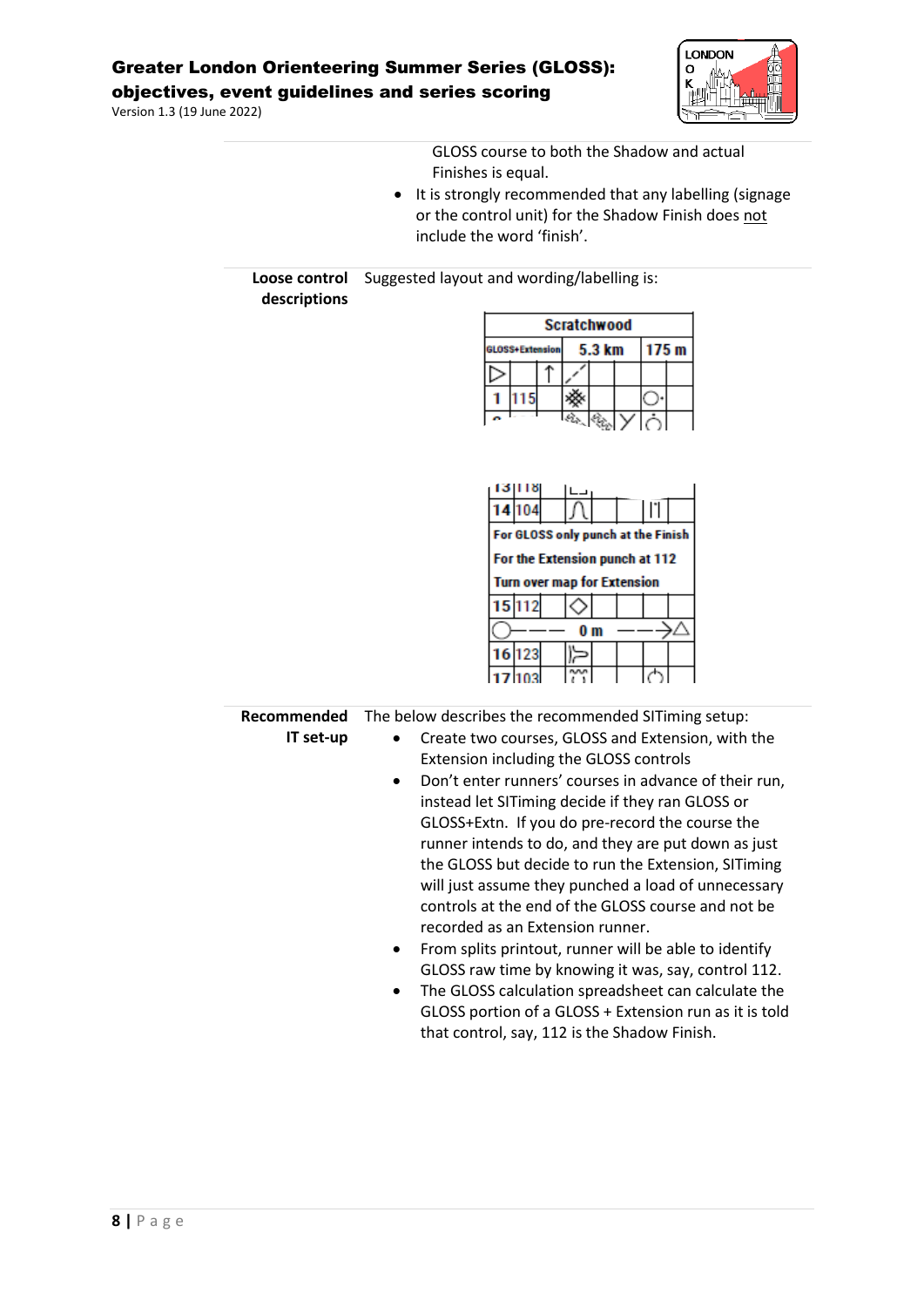GLOSS course to both the Shadow and actual Finishes is equal.

- It is strongly recommended that any labelling (signage or the control unit) for the Shadow Finish does not include the word 'finish'.

**Loose control descriptions**

Suggested layout and wording/labelling is:

| Scratchwood | | | | | | | |
|---|---|---|---|---|---|---|---|
| GLOSS+Extension | | | 5.3 km | | 175 m | | |
| 1 | 115 | | | | | | |
| 13 | 118 | | | | | | |
| 14 | 104 | | | | | | |
| For GLOSS only punch at the Finish | | | | | | | |
| For the Extension punch at 112 | | | | | | | |
| Turn over map for Extension | | | | | | | |
| 15 | 112 | | | | | | |
| 0 m | | | | | | | |
| 16 | 123 | | | | | | |
| 17 | 103 | | | | | | |

**Recommended IT set-up**

The below describes the recommended SITiming setup:

- Create two courses, GLOSS and Extension, with the Extension including the GLOSS controls
- Don't enter runners' courses in advance of their run, instead let SITiming decide if they ran GLOSS or GLOSS+Extn. If you do pre-record the course the runner intends to do, and they are put down as just the GLOSS but decide to run the Extension, SITiming will just assume they punched a load of unnecessary controls at the end of the GLOSS course and not be recorded as an Extension runner.
- From splits printout, runner will be able to identify GLOSS raw time by knowing it was, say, control 112.
- The GLOSS calculation spreadsheet can calculate the GLOSS portion of a GLOSS + Extension run as it is told that control, say, 112 is the Shadow Finish.